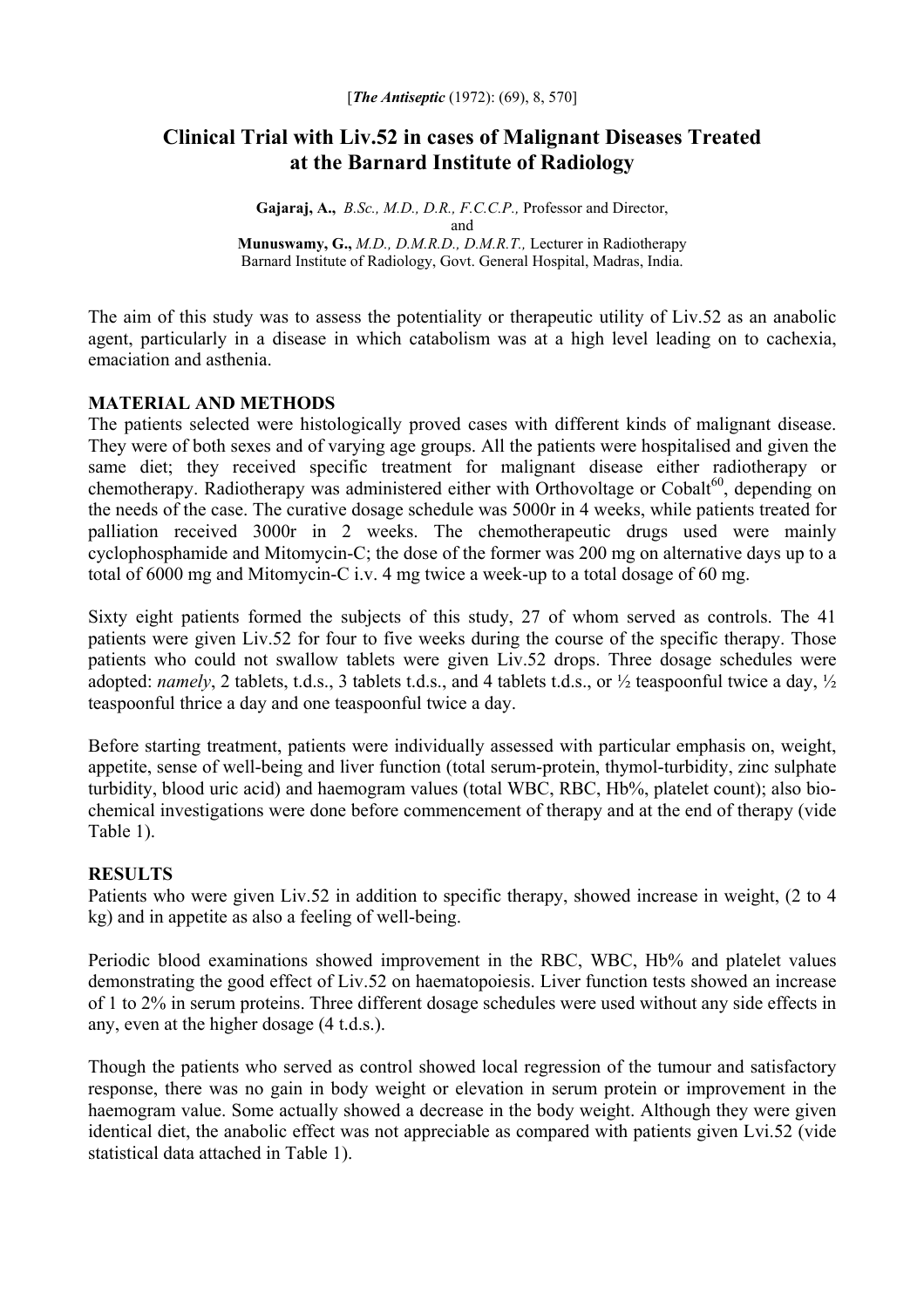[*The Antiseptic* (1972): (69), 8, 570]

# Clinical Trial with Liv.52 in cases of Malignant Diseases Treated at the Barnard Institute of Radiology

**Gajaraj, A.,** *B.Sc., M.D., D.R., F.C.C.P.,* Professor and Director,
and
**Munuswamy, G.,** *M.D., D.M.R.D., D.M.R.T.,* Lecturer in Radiotherapy
Barnard Institute of Radiology, Govt. General Hospital, Madras, India.

The aim of this study was to assess the potentiality or therapeutic utility of Liv.52 as an anabolic agent, particularly in a disease in which catabolism was at a high level leading on to cachexia, emaciation and asthenia.

## MATERIAL AND METHODS

The patients selected were histologically proved cases with different kinds of malignant disease. They were of both sexes and of varying age groups. All the patients were hospitalised and given the same diet; they received specific treatment for malignant disease either radiotherapy or chemotherapy. Radiotherapy was administered either with Orthovoltage or Cobalt$^{60}$, depending on the needs of the case. The curative dosage schedule was 5000r in 4 weeks, while patients treated for palliation received 3000r in 2 weeks. The chemotherapeutic drugs used were mainly cyclophosphamide and Mitomycin-C; the dose of the former was 200 mg on alternative days up to a total of 6000 mg and Mitomycin-C i.v. 4 mg twice a week-up to a total dosage of 60 mg.

Sixty eight patients formed the subjects of this study, 27 of whom served as controls. The 41 patients were given Liv.52 for four to five weeks during the course of the specific therapy. Those patients who could not swallow tablets were given Liv.52 drops. Three dosage schedules were adopted: *namely*, 2 tablets, t.d.s., 3 tablets t.d.s., and 4 tablets t.d.s., or ½ teaspoonful twice a day, ½ teaspoonful thrice a day and one teaspoonful twice a day.

Before starting treatment, patients were individually assessed with particular emphasis on, weight, appetite, sense of well-being and liver function (total serum-protein, thymol-turbidity, zinc sulphate turbidity, blood uric acid) and haemogram values (total WBC, RBC, Hb%, platelet count); also bio-chemical investigations were done before commencement of therapy and at the end of therapy (vide Table 1).

## RESULTS

Patients who were given Liv.52 in addition to specific therapy, showed increase in weight, (2 to 4 kg) and in appetite as also a feeling of well-being.

Periodic blood examinations showed improvement in the RBC, WBC, Hb% and platelet values demonstrating the good effect of Liv.52 on haematopoiesis. Liver function tests showed an increase of 1 to 2% in serum proteins. Three different dosage schedules were used without any side effects in any, even at the higher dosage (4 t.d.s.).

Though the patients who served as control showed local regression of the tumour and satisfactory response, there was no gain in body weight or elevation in serum protein or improvement in the haemogram value. Some actually showed a decrease in the body weight. Although they were given identical diet, the anabolic effect was not appreciable as compared with patients given Lvi.52 (vide statistical data attached in Table 1).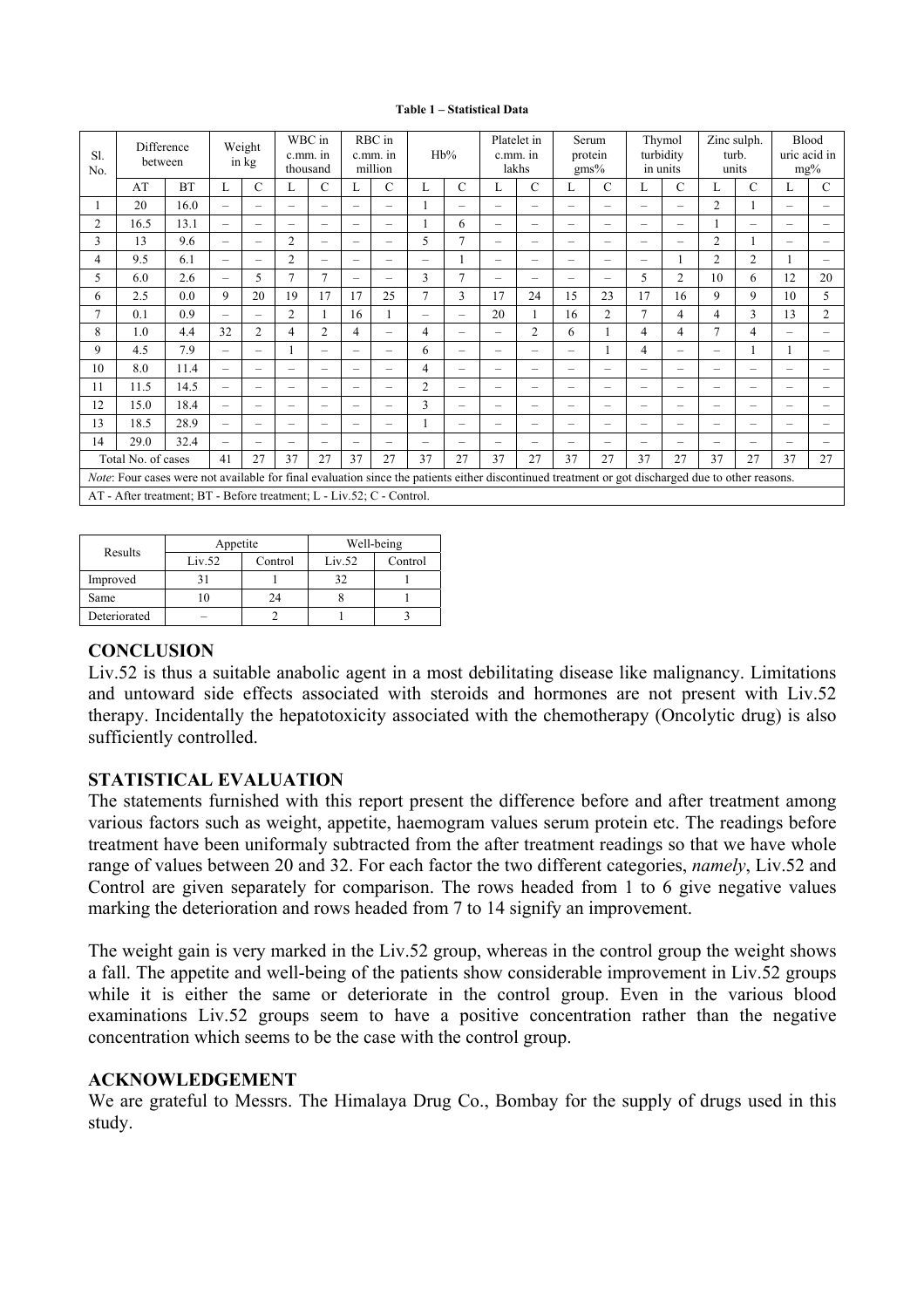**Table 1 – Statistical Data**

| Sl. No. | Difference between | | Weight in kg | | WBC in c.mm. in thousand | | RBC in c.mm. in million | | Hb% | | Platelet in c.mm. in lakhs | | Serum protein gms% | | Thymol turbidity in units | | Zinc sulph. turb. units | | Blood uric acid in mg% | |
|---|---|---|---|---|---|---|---|---|---|---|---|---|---|---|---|---|---|---|---|---|
| | AT | BT | L | C | L | C | L | C | L | C | L | C | L | C | L | C | L | C | L | C |
| 1 | 20 | 16.0 | – | – | – | – | – | – | 1 | – | – | – | – | – | – | – | 2 | 1 | – | – |
| 2 | 16.5 | 13.1 | – | – | – | – | – | – | 1 | 6 | – | – | – | – | – | – | 1 | – | – | – |
| 3 | 13 | 9.6 | – | – | 2 | – | – | – | 5 | 7 | – | – | – | – | – | – | 2 | 1 | – | – |
| 4 | 9.5 | 6.1 | – | – | 2 | – | – | – | – | 1 | – | – | – | – | – | 1 | 2 | 2 | 1 | – |
| 5 | 6.0 | 2.6 | – | 5 | 7 | 7 | – | – | 3 | 7 | – | – | – | – | 5 | 2 | 10 | 6 | 12 | 20 |
| 6 | 2.5 | 0.0 | 9 | 20 | 19 | 17 | 17 | 25 | 7 | 3 | 17 | 24 | 15 | 23 | 17 | 16 | 9 | 9 | 10 | 5 |
| 7 | 0.1 | 0.9 | – | – | 2 | 1 | 16 | 1 | – | – | 20 | 1 | 16 | 2 | 7 | 4 | 4 | 3 | 13 | 2 |
| 8 | 1.0 | 4.4 | 32 | 2 | 4 | 2 | 4 | – | 4 | – | – | 2 | 6 | 1 | 4 | 4 | 7 | 4 | – | – |
| 9 | 4.5 | 7.9 | – | – | 1 | – | – | – | 6 | – | – | – | – | 1 | 4 | – | – | 1 | 1 | – |
| 10 | 8.0 | 11.4 | – | – | – | – | – | – | 4 | – | – | – | – | – | – | – | – | – | – | – |
| 11 | 11.5 | 14.5 | – | – | – | – | – | – | 2 | – | – | – | – | – | – | – | – | – | – | – |
| 12 | 15.0 | 18.4 | – | – | – | – | – | – | 3 | – | – | – | – | – | – | – | – | – | – | – |
| 13 | 18.5 | 28.9 | – | – | – | – | – | – | 1 | – | – | – | – | – | – | – | – | – | – | – |
| 14 | 29.0 | 32.4 | – | – | – | – | – | – | – | – | – | – | – | – | – | – | – | – | – | – |
| Total No. of cases | | | 41 | 27 | 37 | 27 | 37 | 27 | 37 | 27 | 37 | 27 | 37 | 27 | 37 | 27 | 37 | 27 | 37 | 27 |

*Note*: Four cases were not available for final evaluation since the patients either discontinued treatment or got discharged due to other reasons.

AT - After treatment; BT - Before treatment; L - Liv.52; C - Control.

| Results | Appetite | | Well-being | |
|---|---|---|---|---|
| | Liv.52 | Control | Liv.52 | Control |
| Improved | 31 | 1 | 32 | 1 |
| Same | 10 | 24 | 8 | 1 |
| Deteriorated | – | 2 | 1 | 3 |

## CONCLUSION

Liv.52 is thus a suitable anabolic agent in a most debilitating disease like malignancy. Limitations and untoward side effects associated with steroids and hormones are not present with Liv.52 therapy. Incidentally the hepatotoxicity associated with the chemotherapy (Oncolytic drug) is also sufficiently controlled.

## STATISTICAL EVALUATION

The statements furnished with this report present the difference before and after treatment among various factors such as weight, appetite, haemogram values serum protein etc. The readings before treatment have been uniformaly subtracted from the after treatment readings so that we have whole range of values between 20 and 32. For each factor the two different categories, *namely*, Liv.52 and Control are given separately for comparison. The rows headed from 1 to 6 give negative values marking the deterioration and rows headed from 7 to 14 signify an improvement.

The weight gain is very marked in the Liv.52 group, whereas in the control group the weight shows a fall. The appetite and well-being of the patients show considerable improvement in Liv.52 groups while it is either the same or deteriorate in the control group. Even in the various blood examinations Liv.52 groups seem to have a positive concentration rather than the negative concentration which seems to be the case with the control group.

## ACKNOWLEDGEMENT

We are grateful to Messrs. The Himalaya Drug Co., Bombay for the supply of drugs used in this study.